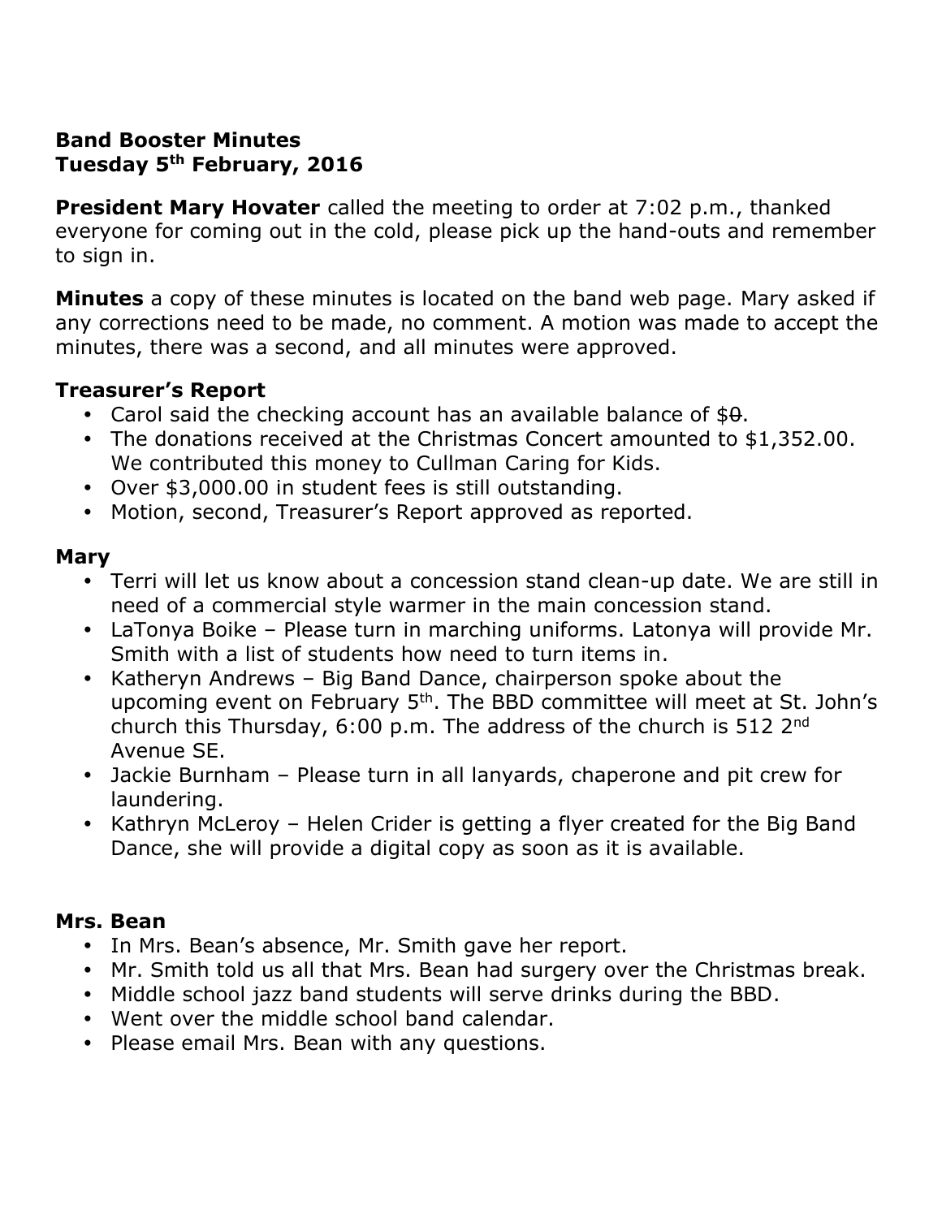**Band Booster Minutes**
**Tuesday 5th February, 2016**

**President Mary Hovater** called the meeting to order at 7:02 p.m., thanked everyone for coming out in the cold, please pick up the hand-outs and remember to sign in.

**Minutes** a copy of these minutes is located on the band web page. Mary asked if any corrections need to be made, no comment. A motion was made to accept the minutes, there was a second, and all minutes were approved.

## Treasurer's Report

- Carol said the checking account has an available balance of $~~0~~.
- The donations received at the Christmas Concert amounted to $1,352.00. We contributed this money to Cullman Caring for Kids.
- Over $3,000.00 in student fees is still outstanding.
- Motion, second, Treasurer's Report approved as reported.

## Mary

- Terri will let us know about a concession stand clean-up date. We are still in need of a commercial style warmer in the main concession stand.
- LaTonya Boike – Please turn in marching uniforms. Latonya will provide Mr. Smith with a list of students how need to turn items in.
- Katheryn Andrews – Big Band Dance, chairperson spoke about the upcoming event on February 5th. The BBD committee will meet at St. John's church this Thursday, 6:00 p.m. The address of the church is 512 2nd Avenue SE.
- Jackie Burnham – Please turn in all lanyards, chaperone and pit crew for laundering.
- Kathryn McLeroy – Helen Crider is getting a flyer created for the Big Band Dance, she will provide a digital copy as soon as it is available.

## Mrs. Bean

- In Mrs. Bean's absence, Mr. Smith gave her report.
- Mr. Smith told us all that Mrs. Bean had surgery over the Christmas break.
- Middle school jazz band students will serve drinks during the BBD.
- Went over the middle school band calendar.
- Please email Mrs. Bean with any questions.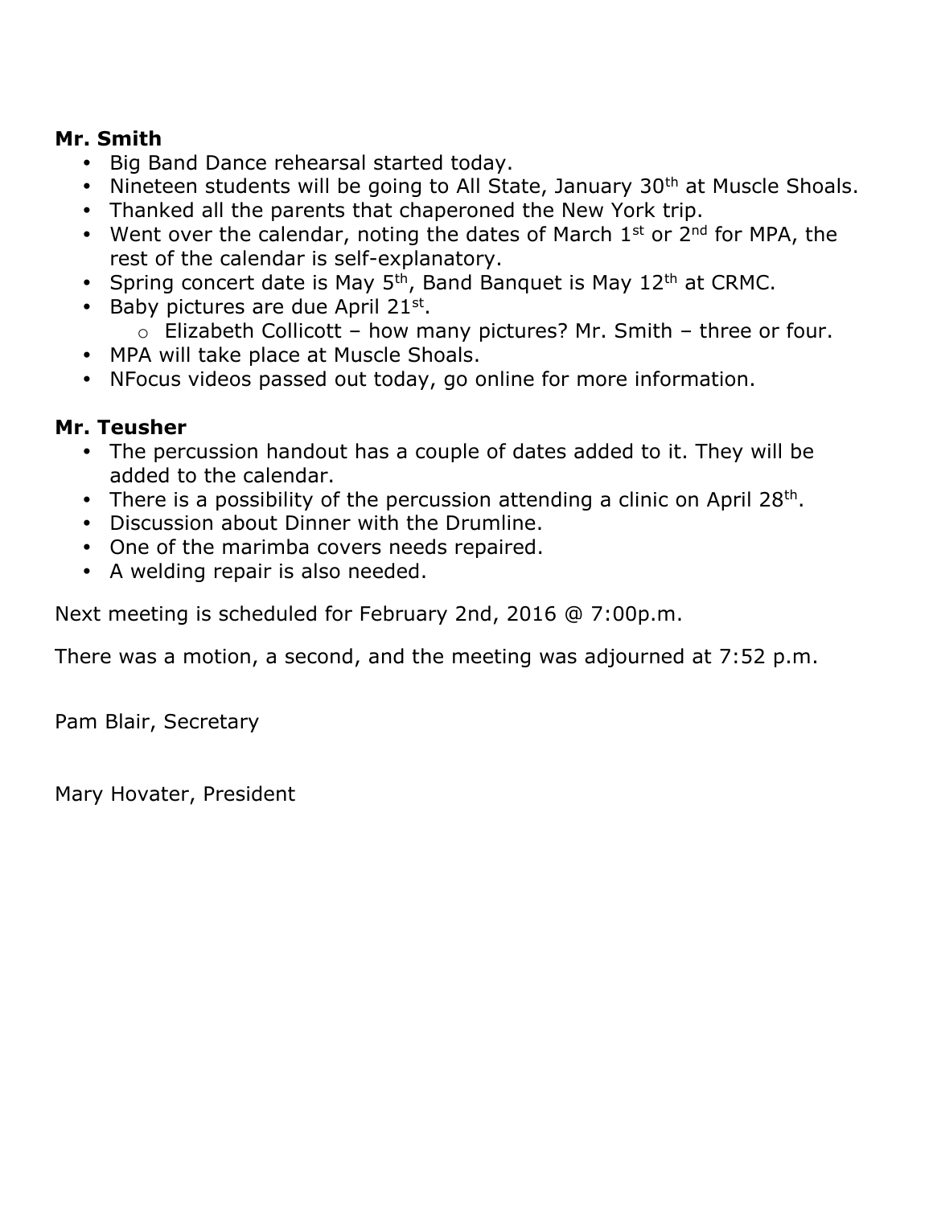**Mr. Smith**

- Big Band Dance rehearsal started today.
- Nineteen students will be going to All State, January 30th at Muscle Shoals.
- Thanked all the parents that chaperoned the New York trip.
- Went over the calendar, noting the dates of March 1st or 2nd for MPA, the rest of the calendar is self-explanatory.
- Spring concert date is May 5th, Band Banquet is May 12th at CRMC.
- Baby pictures are due April 21st.
  - Elizabeth Collicott – how many pictures? Mr. Smith – three or four.
- MPA will take place at Muscle Shoals.
- NFocus videos passed out today, go online for more information.

**Mr. Teusher**

- The percussion handout has a couple of dates added to it. They will be added to the calendar.
- There is a possibility of the percussion attending a clinic on April 28th.
- Discussion about Dinner with the Drumline.
- One of the marimba covers needs repaired.
- A welding repair is also needed.

Next meeting is scheduled for February 2nd, 2016 @ 7:00p.m.

There was a motion, a second, and the meeting was adjourned at 7:52 p.m.

Pam Blair, Secretary

Mary Hovater, President